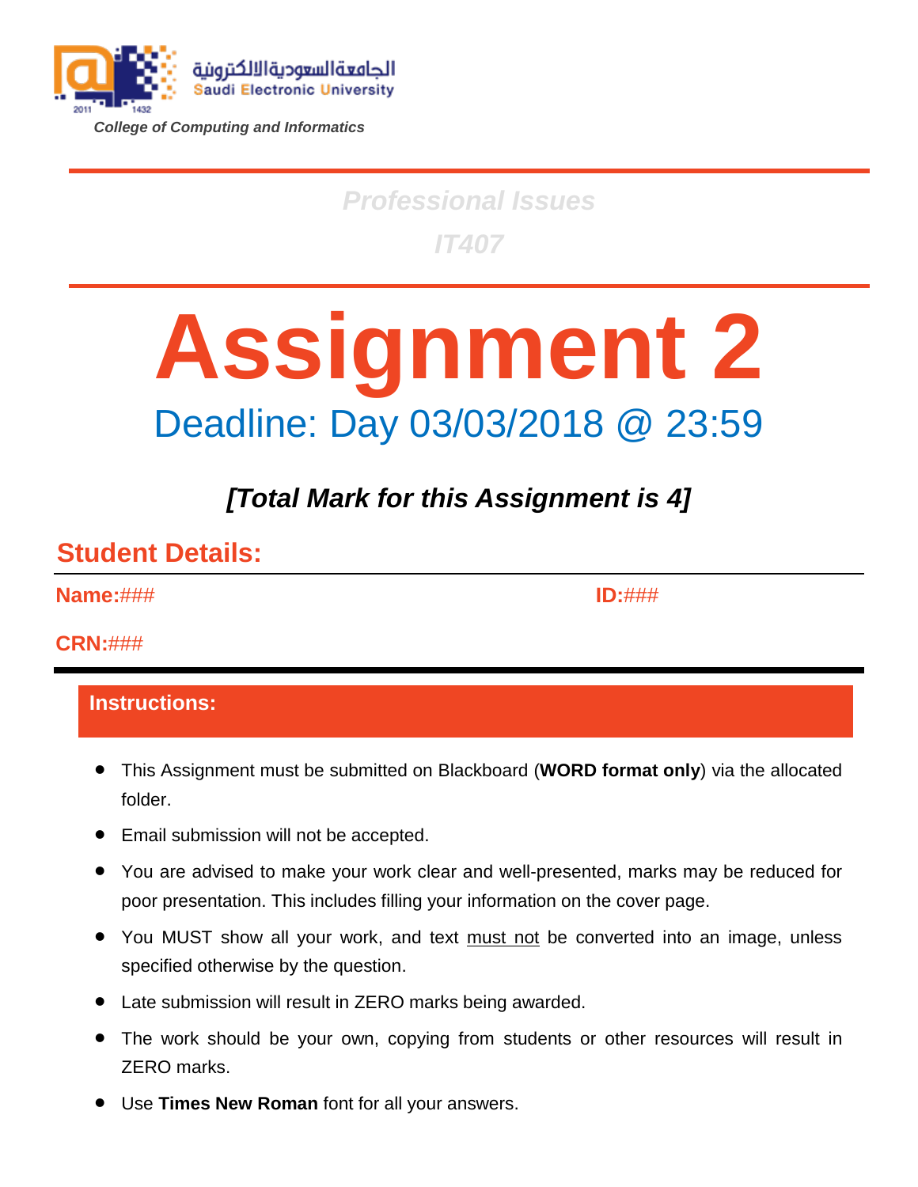الجامعةالسعوديةالالكترونية
Saudi Electronic University

*College of Computing and Informatics*

## *Professional Issues*

## *IT407*

# Assignment 2

## Deadline: Day 03/03/2018 @ 23:59

***[Total Mark for this Assignment is 4]***

## Student Details:

**Name:**###  **ID:**###

**CRN:**###

### Instructions:

- This Assignment must be submitted on Blackboard (**WORD format only**) via the allocated folder.
- Email submission will not be accepted.
- You are advised to make your work clear and well-presented, marks may be reduced for poor presentation. This includes filling your information on the cover page.
- You MUST show all your work, and text must not be converted into an image, unless specified otherwise by the question.
- Late submission will result in ZERO marks being awarded.
- The work should be your own, copying from students or other resources will result in ZERO marks.
- Use **Times New Roman** font for all your answers.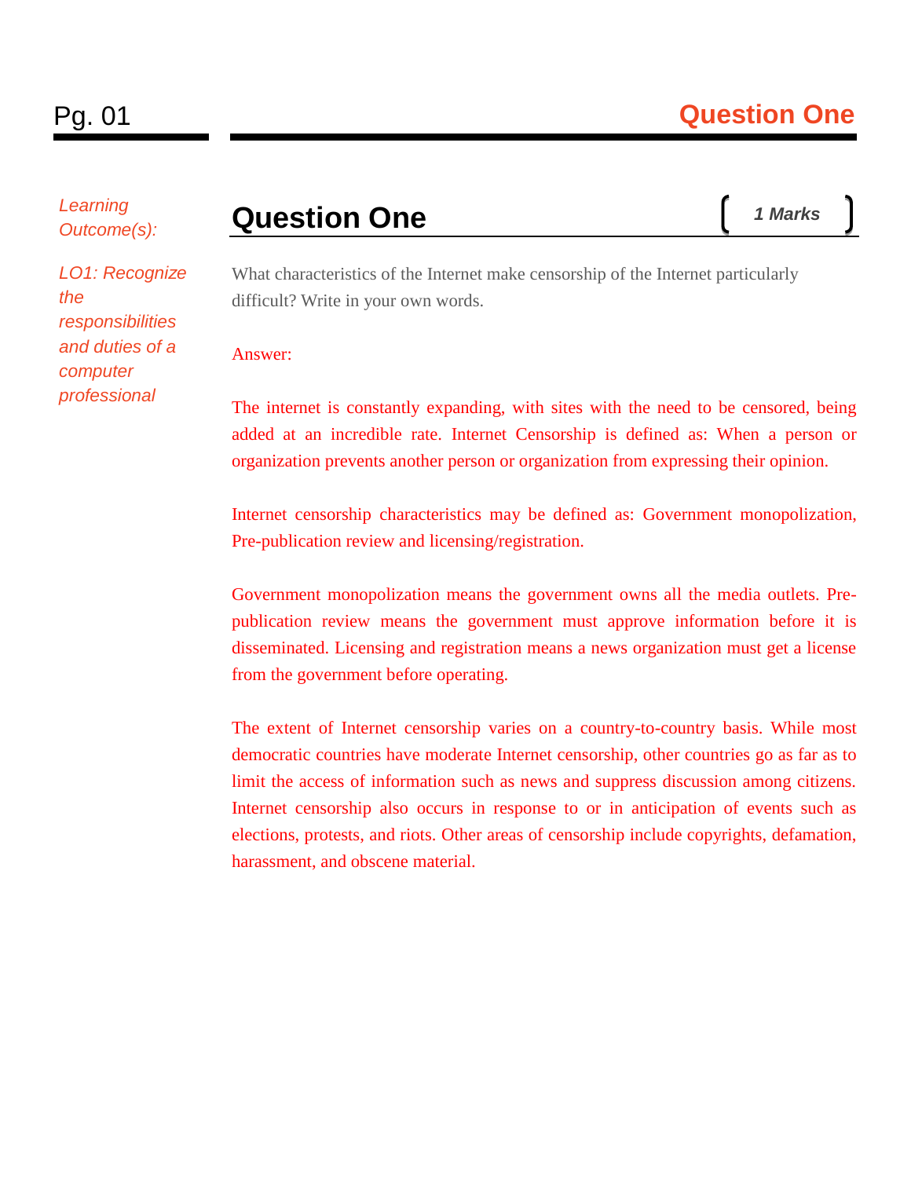*Learning Outcome(s):*

*LO1: Recognize the responsibilities and duties of a computer professional*

## Question One

*1 Marks*

What characteristics of the Internet make censorship of the Internet particularly difficult? Write in your own words.

Answer:

The internet is constantly expanding, with sites with the need to be censored, being added at an incredible rate. Internet Censorship is defined as: When a person or organization prevents another person or organization from expressing their opinion.

Internet censorship characteristics may be defined as: Government monopolization, Pre-publication review and licensing/registration.

Government monopolization means the government owns all the media outlets. Pre-publication review means the government must approve information before it is disseminated. Licensing and registration means a news organization must get a license from the government before operating.

The extent of Internet censorship varies on a country-to-country basis. While most democratic countries have moderate Internet censorship, other countries go as far as to limit the access of information such as news and suppress discussion among citizens. Internet censorship also occurs in response to or in anticipation of events such as elections, protests, and riots. Other areas of censorship include copyrights, defamation, harassment, and obscene material.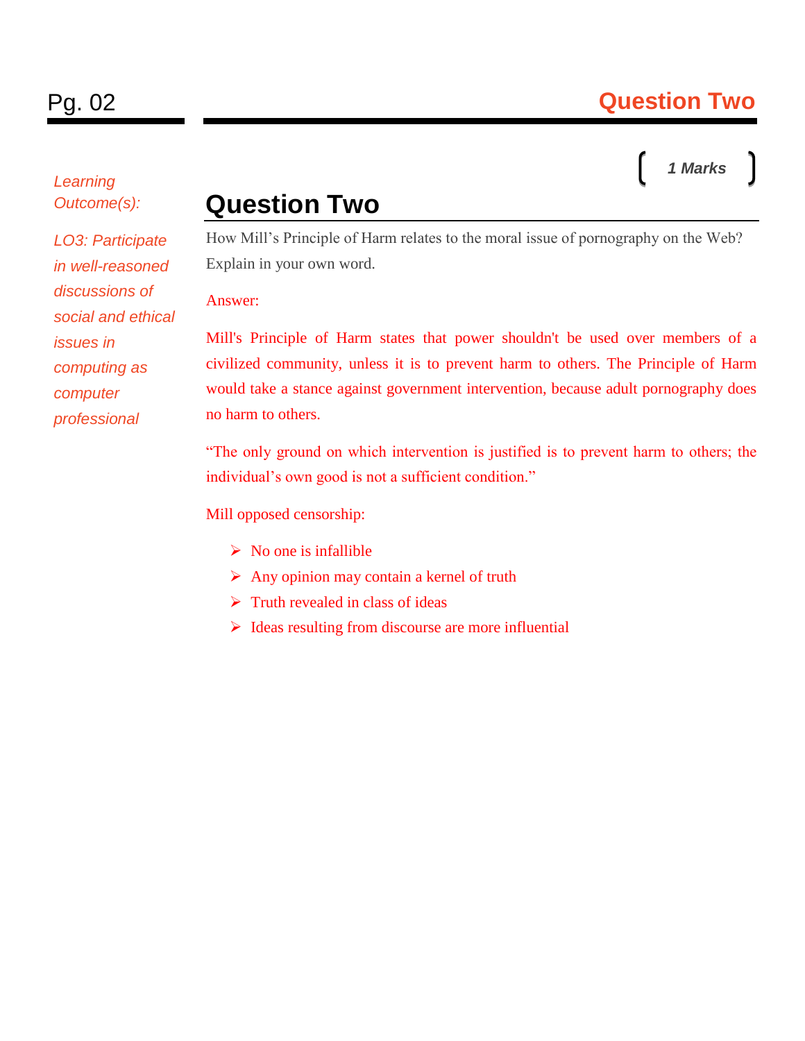*Learning Outcome(s):*

*LO3: Participate in well-reasoned discussions of social and ethical issues in computing as computer professional*

[ ***1 Marks*** ]

## Question Two

How Mill's Principle of Harm relates to the moral issue of pornography on the Web? Explain in your own word.

Answer:

Mill's Principle of Harm states that power shouldn't be used over members of a civilized community, unless it is to prevent harm to others. The Principle of Harm would take a stance against government intervention, because adult pornography does no harm to others.

"The only ground on which intervention is justified is to prevent harm to others; the individual's own good is not a sufficient condition."

Mill opposed censorship:

- No one is infallible
- Any opinion may contain a kernel of truth
- Truth revealed in class of ideas
- Ideas resulting from discourse are more influential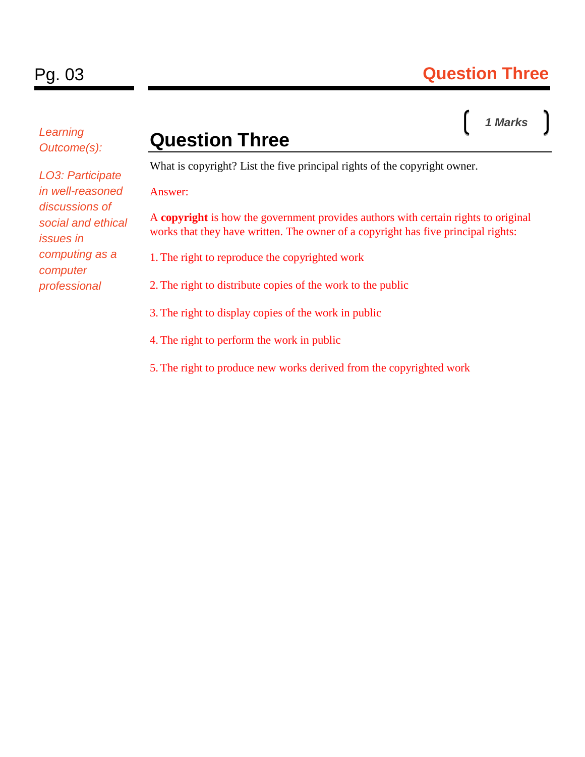*Learning Outcome(s):*

*LO3: Participate in well-reasoned discussions of social and ethical issues in computing as a computer professional*

## Question Three

*1 Marks*

What is copyright? List the five principal rights of the copyright owner.

Answer:

A **copyright** is how the government provides authors with certain rights to original works that they have written. The owner of a copyright has five principal rights:

1. The right to reproduce the copyrighted work
2. The right to distribute copies of the work to the public
3. The right to display copies of the work in public
4. The right to perform the work in public
5. The right to produce new works derived from the copyrighted work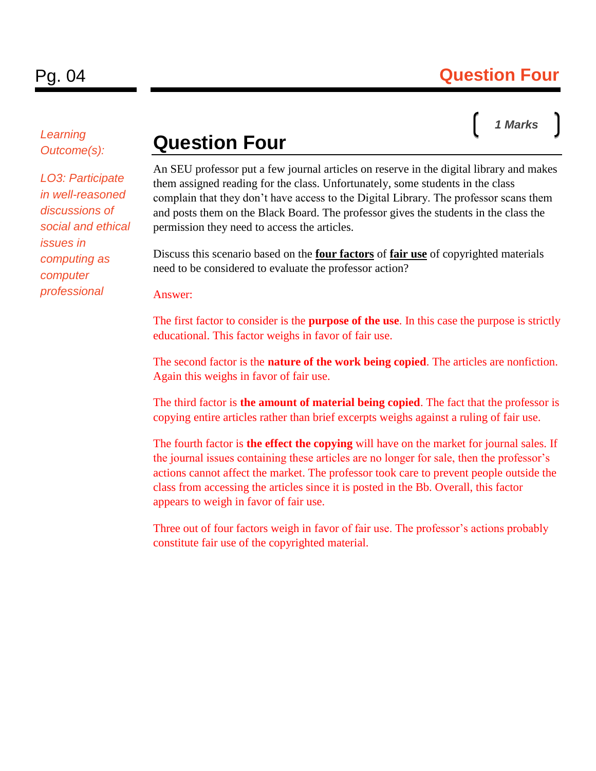## Question Four

*Learning Outcome(s):*

*LO3: Participate in well-reasoned discussions of social and ethical issues in computing as computer professional*

**1 Marks**

# Question Four

An SEU professor put a few journal articles on reserve in the digital library and makes them assigned reading for the class. Unfortunately, some students in the class complain that they don't have access to the Digital Library. The professor scans them and posts them on the Black Board. The professor gives the students in the class the permission they need to access the articles.

Discuss this scenario based on the **four factors** of **fair use** of copyrighted materials need to be considered to evaluate the professor action?

Answer:

The first factor to consider is the **purpose of the use**. In this case the purpose is strictly educational. This factor weighs in favor of fair use.

The second factor is the **nature of the work being copied**. The articles are nonfiction. Again this weighs in favor of fair use.

The third factor is **the amount of material being copied**. The fact that the professor is copying entire articles rather than brief excerpts weighs against a ruling of fair use.

The fourth factor is **the effect the copying** will have on the market for journal sales. If the journal issues containing these articles are no longer for sale, then the professor's actions cannot affect the market. The professor took care to prevent people outside the class from accessing the articles since it is posted in the Bb. Overall, this factor appears to weigh in favor of fair use.

Three out of four factors weigh in favor of fair use. The professor's actions probably constitute fair use of the copyrighted material.